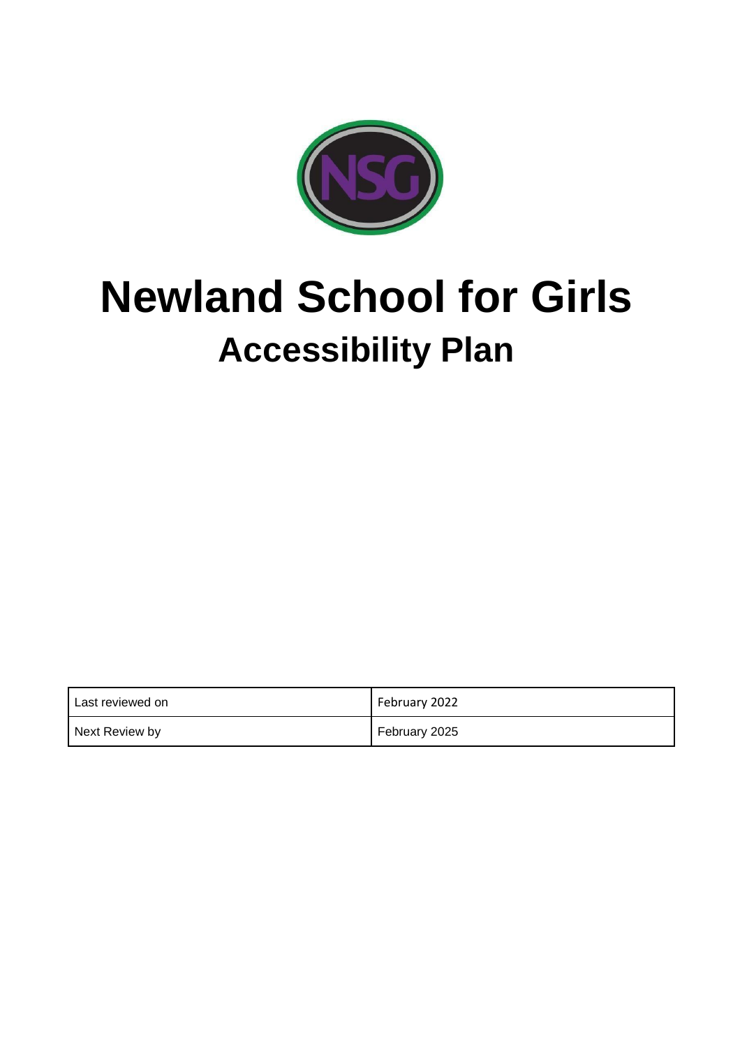# Newland School for Girls

## Accessibility Plan

| Last reviewed on | February 2022 |
|---|---|
| Next Review by | February 2025 |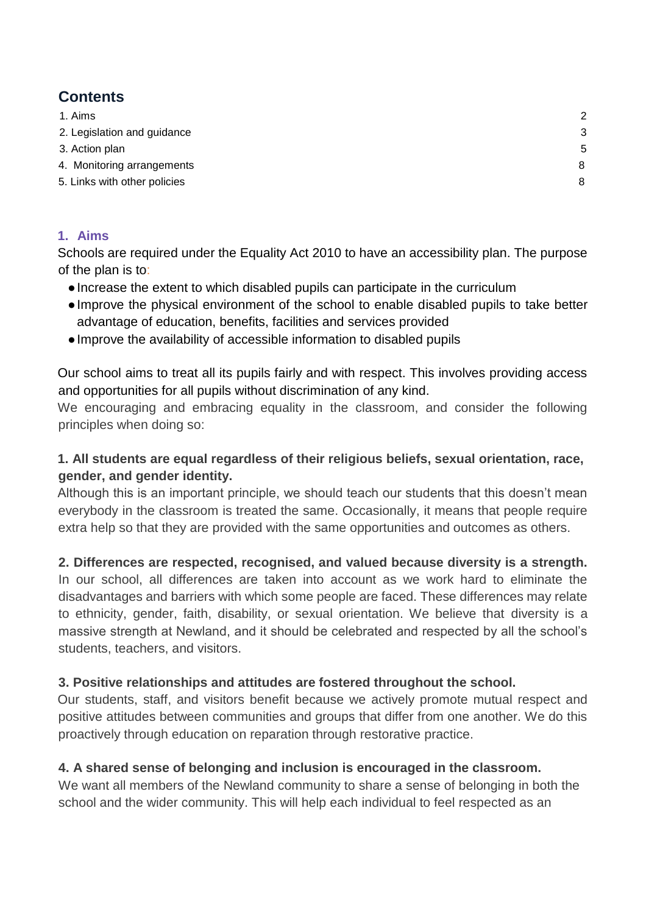## Contents

| | |
|---|---|
| 1. Aims | 2 |
| 2. Legislation and guidance | 3 |
| 3. Action plan | 5 |
| 4. Monitoring arrangements | 8 |
| 5. Links with other policies | 8 |

## 1. Aims

Schools are required under the Equality Act 2010 to have an accessibility plan. The purpose of the plan is to:

- Increase the extent to which disabled pupils can participate in the curriculum
- Improve the physical environment of the school to enable disabled pupils to take better advantage of education, benefits, facilities and services provided
- Improve the availability of accessible information to disabled pupils

Our school aims to treat all its pupils fairly and with respect. This involves providing access and opportunities for all pupils without discrimination of any kind.

We encouraging and embracing equality in the classroom, and consider the following principles when doing so:

**1. All students are equal regardless of their religious beliefs, sexual orientation, race, gender, and gender identity.**

Although this is an important principle, we should teach our students that this doesn't mean everybody in the classroom is treated the same. Occasionally, it means that people require extra help so that they are provided with the same opportunities and outcomes as others.

**2. Differences are respected, recognised, and valued because diversity is a strength.**

In our school, all differences are taken into account as we work hard to eliminate the disadvantages and barriers with which some people are faced. These differences may relate to ethnicity, gender, faith, disability, or sexual orientation. We believe that diversity is a massive strength at Newland, and it should be celebrated and respected by all the school's students, teachers, and visitors.

**3. Positive relationships and attitudes are fostered throughout the school.**

Our students, staff, and visitors benefit because we actively promote mutual respect and positive attitudes between communities and groups that differ from one another. We do this proactively through education on reparation through restorative practice.

**4. A shared sense of belonging and inclusion is encouraged in the classroom.**

We want all members of the Newland community to share a sense of belonging in both the school and the wider community. This will help each individual to feel respected as an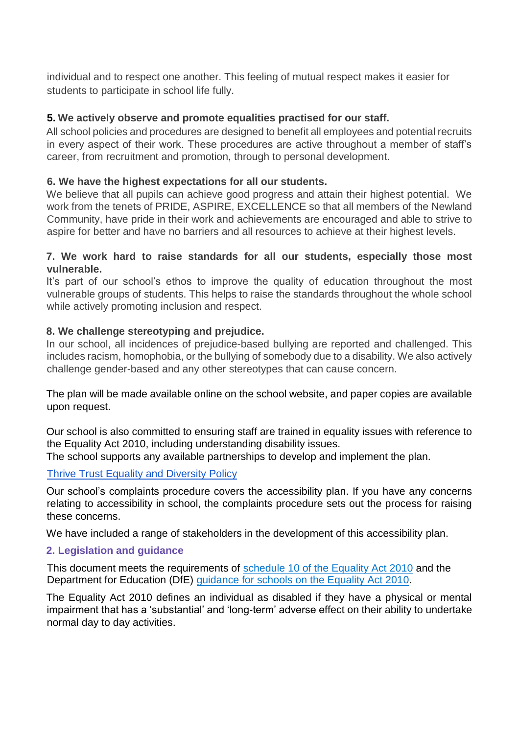individual and to respect one another. This feeling of mutual respect makes it easier for students to participate in school life fully.

**5. We actively observe and promote equalities practised for our staff.**

All school policies and procedures are designed to benefit all employees and potential recruits in every aspect of their work. These procedures are active throughout a member of staff's career, from recruitment and promotion, through to personal development.

**6. We have the highest expectations for all our students.**

We believe that all pupils can achieve good progress and attain their highest potential. We work from the tenets of PRIDE, ASPIRE, EXCELLENCE so that all members of the Newland Community, have pride in their work and achievements are encouraged and able to strive to aspire for better and have no barriers and all resources to achieve at their highest levels.

**7. We work hard to raise standards for all our students, especially those most vulnerable.**

It's part of our school's ethos to improve the quality of education throughout the most vulnerable groups of students. This helps to raise the standards throughout the whole school while actively promoting inclusion and respect.

**8. We challenge stereotyping and prejudice.**

In our school, all incidences of prejudice-based bullying are reported and challenged. This includes racism, homophobia, or the bullying of somebody due to a disability. We also actively challenge gender-based and any other stereotypes that can cause concern.

The plan will be made available online on the school website, and paper copies are available upon request.

Our school is also committed to ensuring staff are trained in equality issues with reference to the Equality Act 2010, including understanding disability issues.
The school supports any available partnerships to develop and implement the plan.

Thrive Trust Equality and Diversity Policy

Our school's complaints procedure covers the accessibility plan. If you have any concerns relating to accessibility in school, the complaints procedure sets out the process for raising these concerns.

We have included a range of stakeholders in the development of this accessibility plan.

## 2. Legislation and guidance

This document meets the requirements of schedule 10 of the Equality Act 2010 and the Department for Education (DfE) guidance for schools on the Equality Act 2010.

The Equality Act 2010 defines an individual as disabled if they have a physical or mental impairment that has a 'substantial' and 'long-term' adverse effect on their ability to undertake normal day to day activities.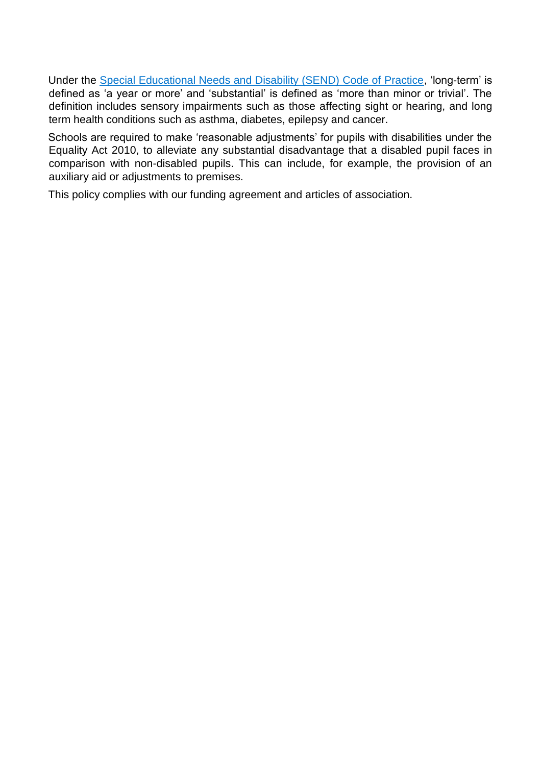Under the [Special Educational Needs and Disability (SEND) Code of Practice](), 'long-term' is defined as 'a year or more' and 'substantial' is defined as 'more than minor or trivial'. The definition includes sensory impairments such as those affecting sight or hearing, and long term health conditions such as asthma, diabetes, epilepsy and cancer.

Schools are required to make 'reasonable adjustments' for pupils with disabilities under the Equality Act 2010, to alleviate any substantial disadvantage that a disabled pupil faces in comparison with non-disabled pupils. This can include, for example, the provision of an auxiliary aid or adjustments to premises.

This policy complies with our funding agreement and articles of association.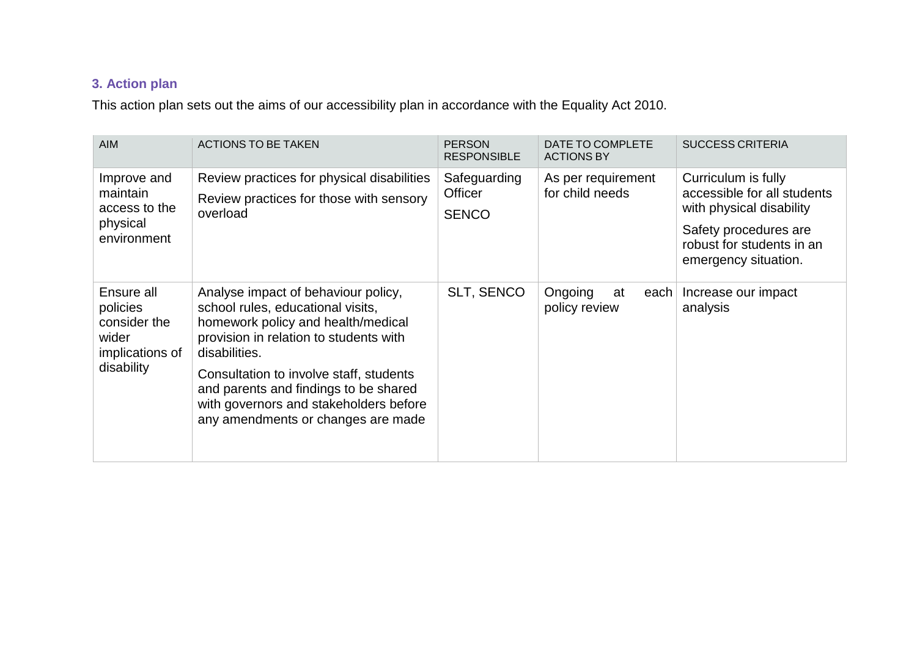### 3. Action plan

This action plan sets out the aims of our accessibility plan in accordance with the Equality Act 2010.

| AIM | ACTIONS TO BE TAKEN | PERSON RESPONSIBLE | DATE TO COMPLETE ACTIONS BY | SUCCESS CRITERIA |
|---|---|---|---|---|
| Improve and maintain access to the physical environment | Review practices for physical disabilities<br>Review practices for those with sensory overload | Safeguarding Officer<br>SENCO | As per requirement for child needs | Curriculum is fully accessible for all students with physical disability<br>Safety procedures are robust for students in an emergency situation. |
| Ensure all policies consider the wider implications of disability | Analyse impact of behaviour policy, school rules, educational visits, homework policy and health/medical provision in relation to students with disabilities.<br>Consultation to involve staff, students and parents and findings to be shared with governors and stakeholders before any amendments or changes are made | SLT, SENCO | Ongoing at each policy review | Increase our impact analysis |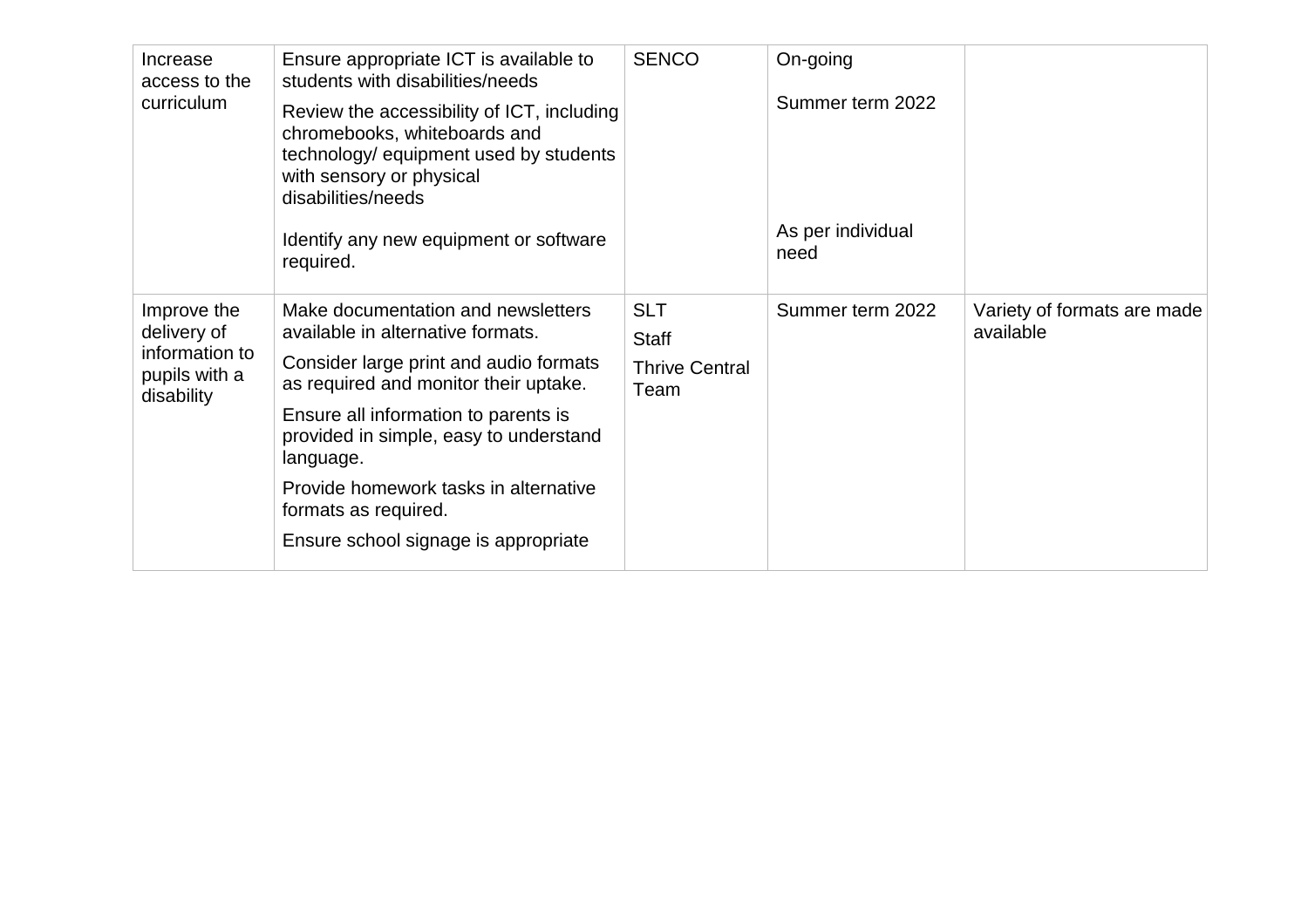| Increase access to the curriculum | Ensure appropriate ICT is available to students with disabilities/needs<br><br>Review the accessibility of ICT, including chromebooks, whiteboards and technology/ equipment used by students with sensory or physical disabilities/needs<br><br>Identify any new equipment or software required. | SENCO | On-going<br><br>Summer term 2022<br><br>As per individual need | |
|---|---|---|---|---|
| Improve the delivery of information to pupils with a disability | Make documentation and newsletters available in alternative formats.<br><br>Consider large print and audio formats as required and monitor their uptake.<br><br>Ensure all information to parents is provided in simple, easy to understand language.<br><br>Provide homework tasks in alternative formats as required.<br><br>Ensure school signage is appropriate | SLT<br><br>Staff<br><br>Thrive Central Team | Summer term 2022 | Variety of formats are made available |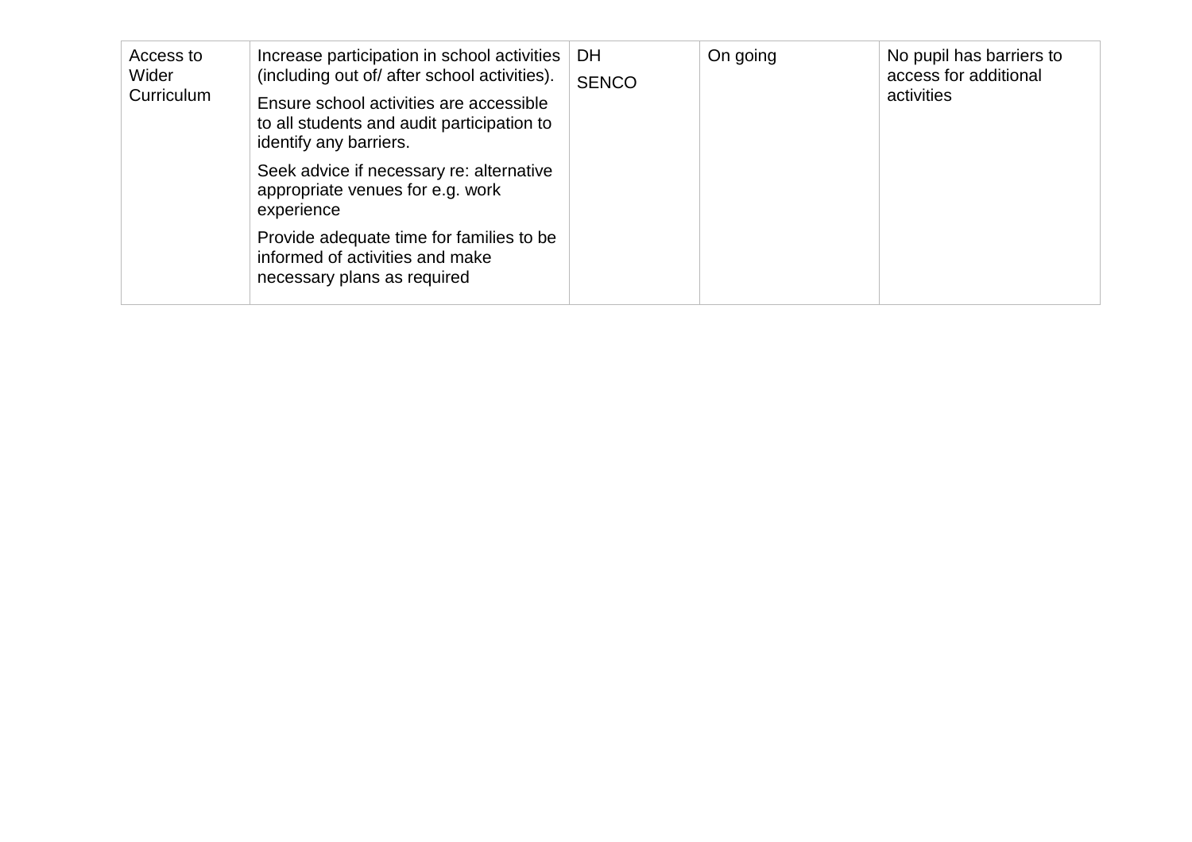| Access to Wider Curriculum | Increase participation in school activities (including out of/ after school activities).<br><br>Ensure school activities are accessible to all students and audit participation to identify any barriers.<br><br>Seek advice if necessary re: alternative appropriate venues for e.g. work experience<br><br>Provide adequate time for families to be informed of activities and make necessary plans as required | DH<br><br>SENCO | On going | No pupil has barriers to access for additional activities |
|---|---|---|---|---|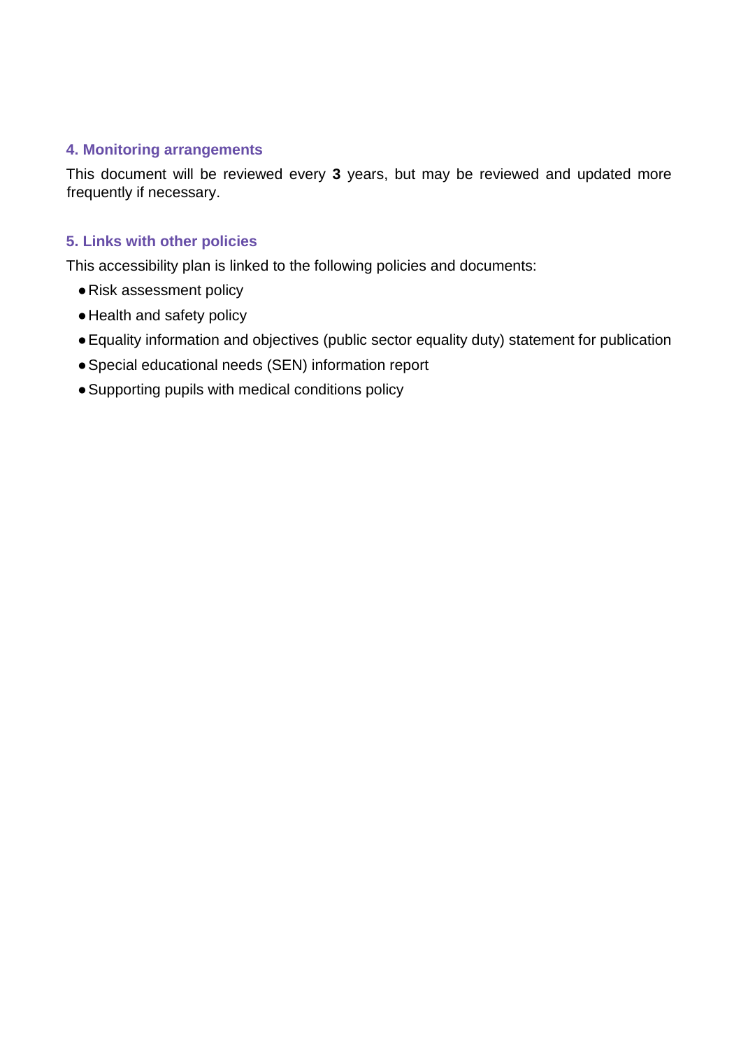## 4. Monitoring arrangements

This document will be reviewed every **3** years, but may be reviewed and updated more frequently if necessary.

## 5. Links with other policies

This accessibility plan is linked to the following policies and documents:

- Risk assessment policy
- Health and safety policy
- Equality information and objectives (public sector equality duty) statement for publication
- Special educational needs (SEN) information report
- Supporting pupils with medical conditions policy